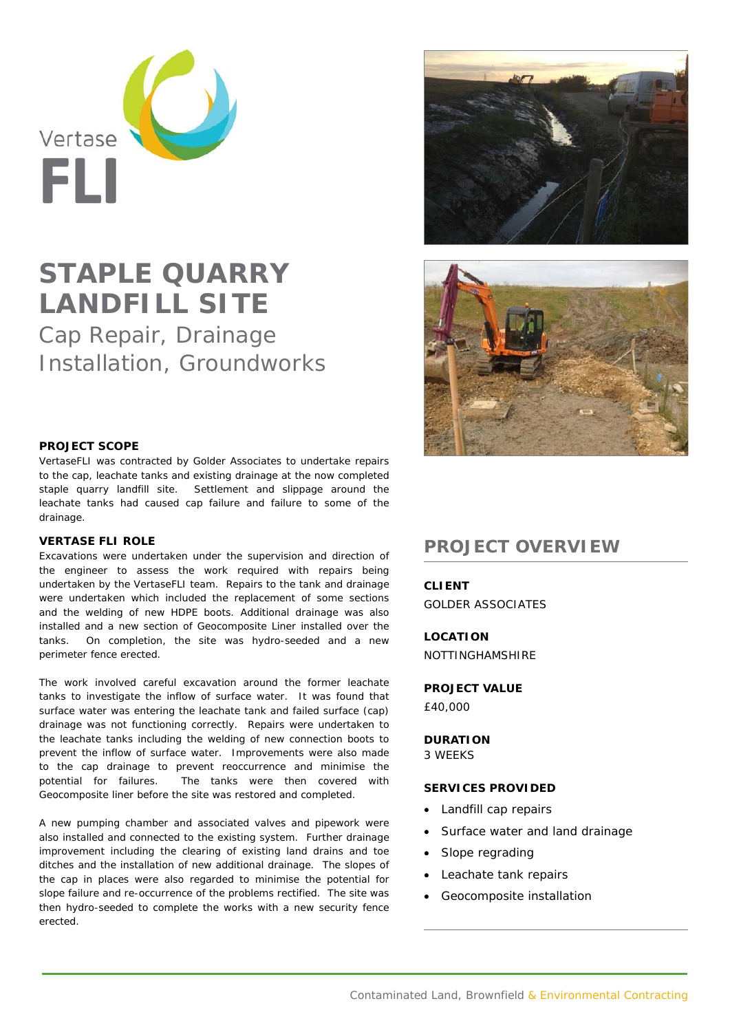Vertase FLI

# STAPLE QUARRY LANDFILL SITE

## Cap Repair, Drainage Installation, Groundworks

### PROJECT SCOPE

VertaseFLI was contracted by Golder Associates to undertake repairs to the cap, leachate tanks and existing drainage at the now completed staple quarry landfill site. Settlement and slippage around the leachate tanks had caused cap failure and failure to some of the drainage.

### VERTASE FLI ROLE

Excavations were undertaken under the supervision and direction of the engineer to assess the work required with repairs being undertaken by the VertaseFLI team. Repairs to the tank and drainage were undertaken which included the replacement of some sections and the welding of new HDPE boots. Additional drainage was also installed and a new section of Geocomposite Liner installed over the tanks. On completion, the site was hydro-seeded and a new perimeter fence erected.

The work involved careful excavation around the former leachate tanks to investigate the inflow of surface water. It was found that surface water was entering the leachate tank and failed surface (cap) drainage was not functioning correctly. Repairs were undertaken to the leachate tanks including the welding of new connection boots to prevent the inflow of surface water. Improvements were also made to the cap drainage to prevent reoccurrence and minimise the potential for failures. The tanks were then covered with Geocomposite liner before the site was restored and completed.

A new pumping chamber and associated valves and pipework were also installed and connected to the existing system. Further drainage improvement including the clearing of existing land drains and toe ditches and the installation of new additional drainage. The slopes of the cap in places were also regarded to minimise the potential for slope failure and re-occurrence of the problems rectified. The site was then hydro-seeded to complete the works with a new security fence erected.

## PROJECT OVERVIEW

**CLIENT**
GOLDER ASSOCIATES

**LOCATION**
NOTTINGHAMSHIRE

**PROJECT VALUE**
£40,000

**DURATION**
3 WEEKS

**SERVICES PROVIDED**

- Landfill cap repairs
- Surface water and land drainage
- Slope regrading
- Leachate tank repairs
- Geocomposite installation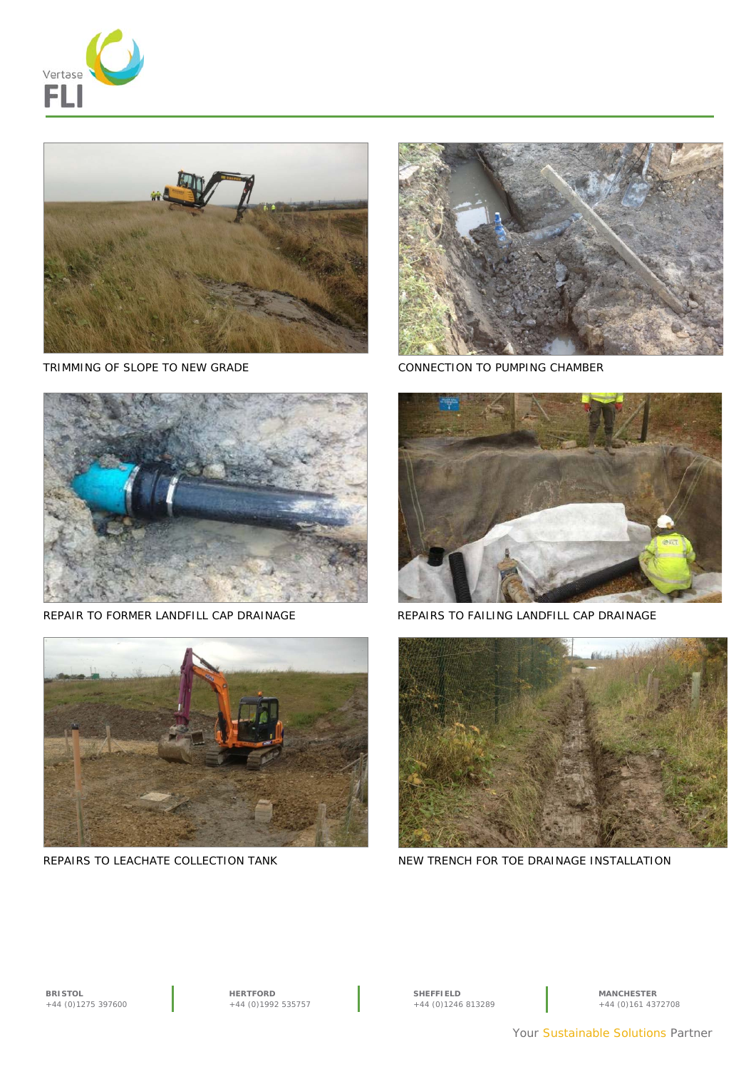TRIMMING OF SLOPE TO NEW GRADE

CONNECTION TO PUMPING CHAMBER

REPAIR TO FORMER LANDFILL CAP DRAINAGE

REPAIRS TO FAILING LANDFILL CAP DRAINAGE

REPAIRS TO LEACHATE COLLECTION TANK

NEW TRENCH FOR TOE DRAINAGE INSTALLATION

**BRISTOL**
+44 (0)1275 397600

**HERTFORD**
+44 (0)1992 535757

**SHEFFIELD**
+44 (0)1246 813289

**MANCHESTER**
+44 (0)161 4372708

Your Sustainable Solutions Partner